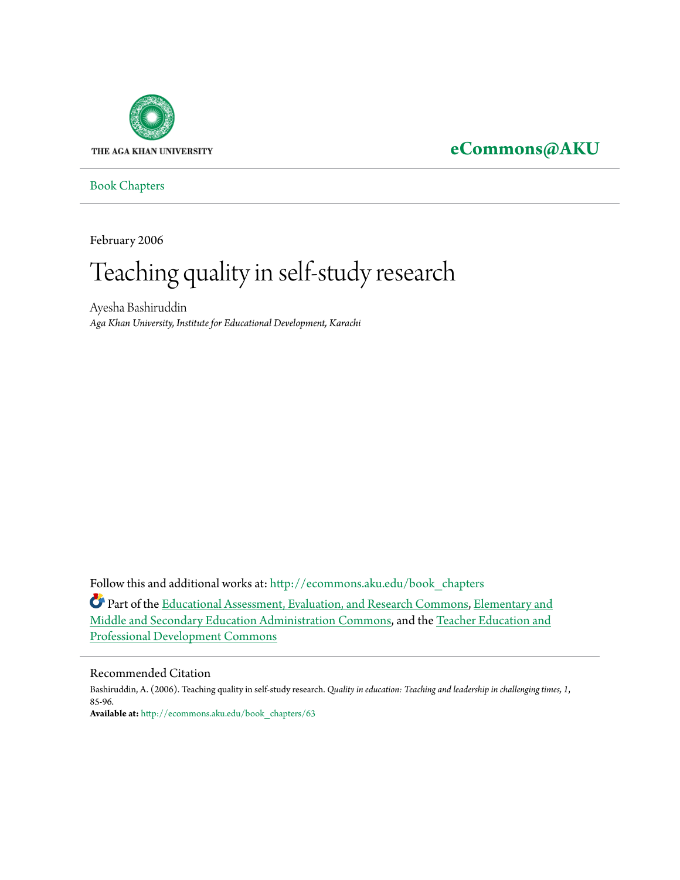THE AGA KHAN UNIVERSITY

**eCommons@AKU**

Book Chapters

---

February 2006

# Teaching quality in self-study research

Ayesha Bashiruddin

*Aga Khan University, Institute for Educational Development, Karachi*

Follow this and additional works at: http://ecommons.aku.edu/book_chapters

Part of the Educational Assessment, Evaluation, and Research Commons, Elementary and Middle and Secondary Education Administration Commons, and the Teacher Education and Professional Development Commons

---

## Recommended Citation

Bashiruddin, A. (2006). Teaching quality in self-study research. *Quality in education: Teaching and leadership in challenging times, 1*, 85-96.

**Available at:** http://ecommons.aku.edu/book_chapters/63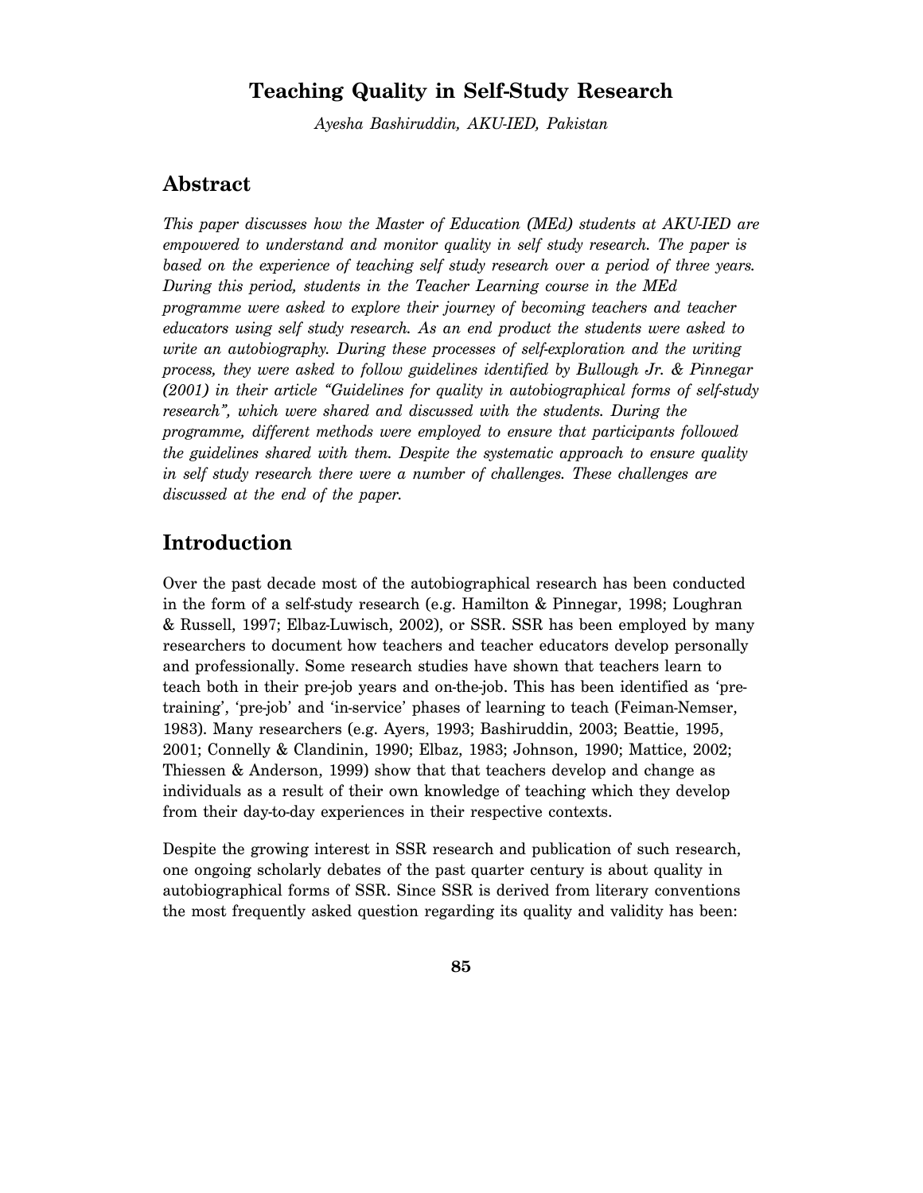# Teaching Quality in Self-Study Research

*Ayesha Bashiruddin, AKU-IED, Pakistan*

## Abstract

*This paper discusses how the Master of Education (MEd) students at AKU-IED are empowered to understand and monitor quality in self study research. The paper is based on the experience of teaching self study research over a period of three years. During this period, students in the Teacher Learning course in the MEd programme were asked to explore their journey of becoming teachers and teacher educators using self study research. As an end product the students were asked to write an autobiography. During these processes of self-exploration and the writing process, they were asked to follow guidelines identified by Bullough Jr. & Pinnegar (2001) in their article "Guidelines for quality in autobiographical forms of self-study research", which were shared and discussed with the students. During the programme, different methods were employed to ensure that participants followed the guidelines shared with them. Despite the systematic approach to ensure quality in self study research there were a number of challenges. These challenges are discussed at the end of the paper.*

## Introduction

Over the past decade most of the autobiographical research has been conducted in the form of a self-study research (e.g. Hamilton & Pinnegar, 1998; Loughran & Russell, 1997; Elbaz-Luwisch, 2002), or SSR. SSR has been employed by many researchers to document how teachers and teacher educators develop personally and professionally. Some research studies have shown that teachers learn to teach both in their pre-job years and on-the-job. This has been identified as 'pre-training', 'pre-job' and 'in-service' phases of learning to teach (Feiman-Nemser, 1983). Many researchers (e.g. Ayers, 1993; Bashiruddin, 2003; Beattie, 1995, 2001; Connelly & Clandinin, 1990; Elbaz, 1983; Johnson, 1990; Mattice, 2002; Thiessen & Anderson, 1999) show that that teachers develop and change as individuals as a result of their own knowledge of teaching which they develop from their day-to-day experiences in their respective contexts.

Despite the growing interest in SSR research and publication of such research, one ongoing scholarly debates of the past quarter century is about quality in autobiographical forms of SSR. Since SSR is derived from literary conventions the most frequently asked question regarding its quality and validity has been: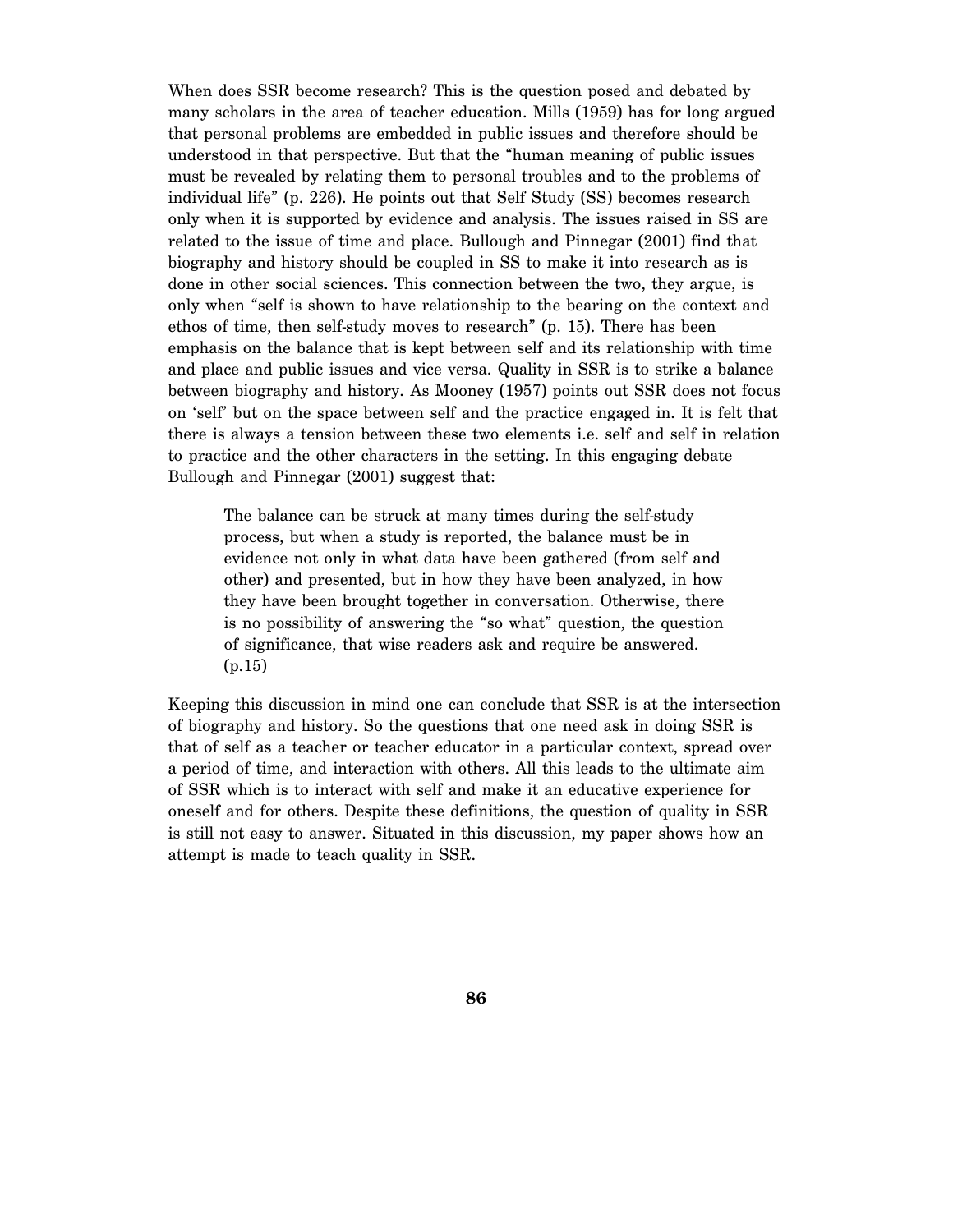When does SSR become research? This is the question posed and debated by many scholars in the area of teacher education. Mills (1959) has for long argued that personal problems are embedded in public issues and therefore should be understood in that perspective. But that the "human meaning of public issues must be revealed by relating them to personal troubles and to the problems of individual life" (p. 226). He points out that Self Study (SS) becomes research only when it is supported by evidence and analysis. The issues raised in SS are related to the issue of time and place. Bullough and Pinnegar (2001) find that biography and history should be coupled in SS to make it into research as is done in other social sciences. This connection between the two, they argue, is only when "self is shown to have relationship to the bearing on the context and ethos of time, then self-study moves to research" (p. 15). There has been emphasis on the balance that is kept between self and its relationship with time and place and public issues and vice versa. Quality in SSR is to strike a balance between biography and history. As Mooney (1957) points out SSR does not focus on 'self' but on the space between self and the practice engaged in. It is felt that there is always a tension between these two elements i.e. self and self in relation to practice and the other characters in the setting. In this engaging debate Bullough and Pinnegar (2001) suggest that:

> The balance can be struck at many times during the self-study process, but when a study is reported, the balance must be in evidence not only in what data have been gathered (from self and other) and presented, but in how they have been analyzed, in how they have been brought together in conversation. Otherwise, there is no possibility of answering the "so what" question, the question of significance, that wise readers ask and require be answered. (p.15)

Keeping this discussion in mind one can conclude that SSR is at the intersection of biography and history. So the questions that one need ask in doing SSR is that of self as a teacher or teacher educator in a particular context, spread over a period of time, and interaction with others. All this leads to the ultimate aim of SSR which is to interact with self and make it an educative experience for oneself and for others. Despite these definitions, the question of quality in SSR is still not easy to answer. Situated in this discussion, my paper shows how an attempt is made to teach quality in SSR.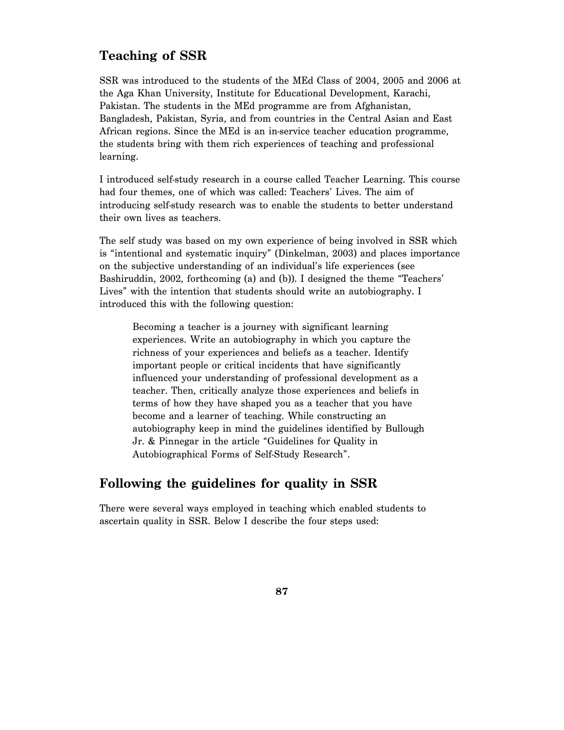## Teaching of SSR

SSR was introduced to the students of the MEd Class of 2004, 2005 and 2006 at the Aga Khan University, Institute for Educational Development, Karachi, Pakistan. The students in the MEd programme are from Afghanistan, Bangladesh, Pakistan, Syria, and from countries in the Central Asian and East African regions. Since the MEd is an in-service teacher education programme, the students bring with them rich experiences of teaching and professional learning.

I introduced self-study research in a course called Teacher Learning. This course had four themes, one of which was called: Teachers' Lives. The aim of introducing self-study research was to enable the students to better understand their own lives as teachers.

The self study was based on my own experience of being involved in SSR which is "intentional and systematic inquiry" (Dinkelman, 2003) and places importance on the subjective understanding of an individual's life experiences (see Bashiruddin, 2002, forthcoming (a) and (b)). I designed the theme "Teachers' Lives" with the intention that students should write an autobiography. I introduced this with the following question:

> Becoming a teacher is a journey with significant learning experiences. Write an autobiography in which you capture the richness of your experiences and beliefs as a teacher. Identify important people or critical incidents that have significantly influenced your understanding of professional development as a teacher. Then, critically analyze those experiences and beliefs in terms of how they have shaped you as a teacher that you have become and a learner of teaching. While constructing an autobiography keep in mind the guidelines identified by Bullough Jr. & Pinnegar in the article "Guidelines for Quality in Autobiographical Forms of Self-Study Research".

## Following the guidelines for quality in SSR

There were several ways employed in teaching which enabled students to ascertain quality in SSR. Below I describe the four steps used: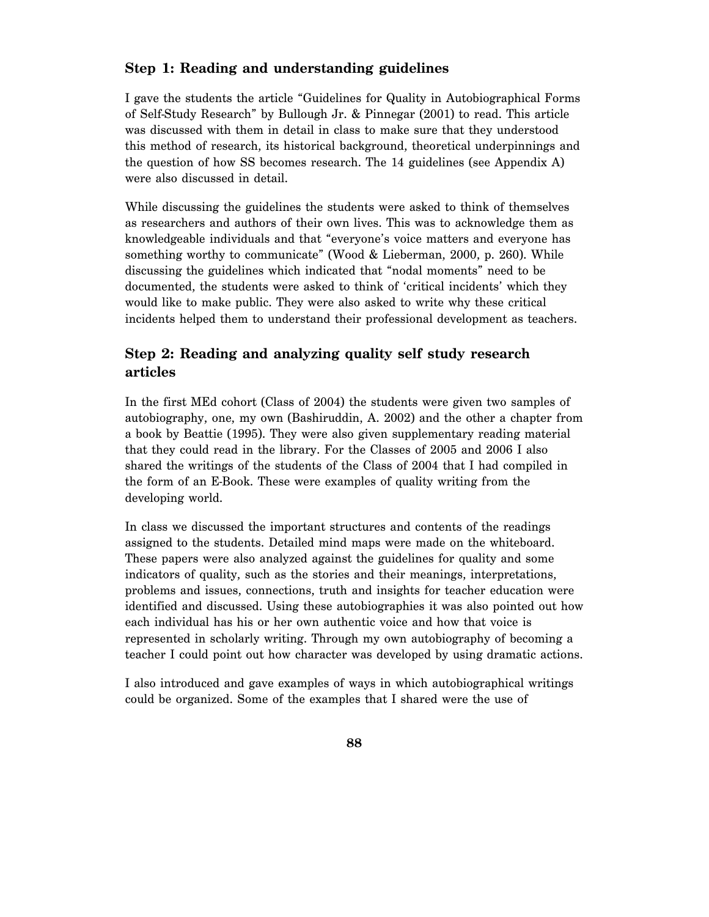### Step 1: Reading and understanding guidelines

I gave the students the article "Guidelines for Quality in Autobiographical Forms of Self-Study Research" by Bullough Jr. & Pinnegar (2001) to read. This article was discussed with them in detail in class to make sure that they understood this method of research, its historical background, theoretical underpinnings and the question of how SS becomes research. The 14 guidelines (see Appendix A) were also discussed in detail.

While discussing the guidelines the students were asked to think of themselves as researchers and authors of their own lives. This was to acknowledge them as knowledgeable individuals and that "everyone's voice matters and everyone has something worthy to communicate" (Wood & Lieberman, 2000, p. 260). While discussing the guidelines which indicated that "nodal moments" need to be documented, the students were asked to think of 'critical incidents' which they would like to make public. They were also asked to write why these critical incidents helped them to understand their professional development as teachers.

### Step 2: Reading and analyzing quality self study research articles

In the first MEd cohort (Class of 2004) the students were given two samples of autobiography, one, my own (Bashiruddin, A. 2002) and the other a chapter from a book by Beattie (1995). They were also given supplementary reading material that they could read in the library. For the Classes of 2005 and 2006 I also shared the writings of the students of the Class of 2004 that I had compiled in the form of an E-Book. These were examples of quality writing from the developing world.

In class we discussed the important structures and contents of the readings assigned to the students. Detailed mind maps were made on the whiteboard. These papers were also analyzed against the guidelines for quality and some indicators of quality, such as the stories and their meanings, interpretations, problems and issues, connections, truth and insights for teacher education were identified and discussed. Using these autobiographies it was also pointed out how each individual has his or her own authentic voice and how that voice is represented in scholarly writing. Through my own autobiography of becoming a teacher I could point out how character was developed by using dramatic actions.

I also introduced and gave examples of ways in which autobiographical writings could be organized. Some of the examples that I shared were the use of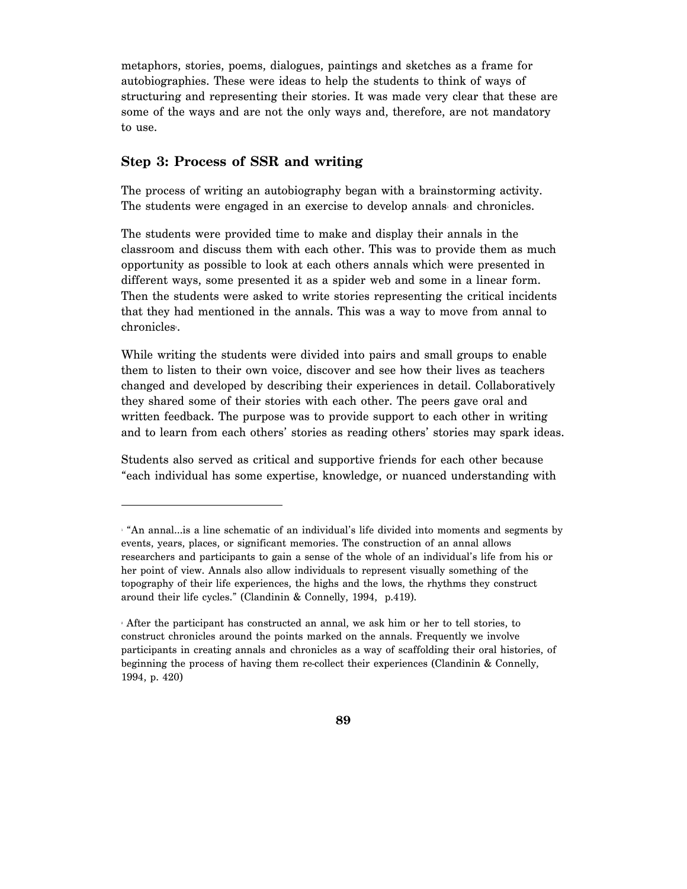metaphors, stories, poems, dialogues, paintings and sketches as a frame for autobiographies. These were ideas to help the students to think of ways of structuring and representing their stories. It was made very clear that these are some of the ways and are not the only ways and, therefore, are not mandatory to use.

## Step 3: Process of SSR and writing

The process of writing an autobiography began with a brainstorming activity. The students were engaged in an exercise to develop annals[1] and chronicles.

The students were provided time to make and display their annals in the classroom and discuss them with each other. This was to provide them as much opportunity as possible to look at each others annals which were presented in different ways, some presented it as a spider web and some in a linear form. Then the students were asked to write stories representing the critical incidents that they had mentioned in the annals. This was a way to move from annal to chronicles[2].

While writing the students were divided into pairs and small groups to enable them to listen to their own voice, discover and see how their lives as teachers changed and developed by describing their experiences in detail. Collaboratively they shared some of their stories with each other. The peers gave oral and written feedback. The purpose was to provide support to each other in writing and to learn from each others' stories as reading others' stories may spark ideas.

Students also served as critical and supportive friends for each other because "each individual has some expertise, knowledge, or nuanced understanding with

---

[1] "An annal...is a line schematic of an individual's life divided into moments and segments by events, years, places, or significant memories. The construction of an annal allows researchers and participants to gain a sense of the whole of an individual's life from his or her point of view. Annals also allow individuals to represent visually something of the topography of their life experiences, the highs and the lows, the rhythms they construct around their life cycles." (Clandinin & Connelly, 1994, p.419).

[2] After the participant has constructed an annal, we ask him or her to tell stories, to construct chronicles around the points marked on the annals. Frequently we involve participants in creating annals and chronicles as a way of scaffolding their oral histories, of beginning the process of having them re-collect their experiences (Clandinin & Connelly, 1994, p. 420)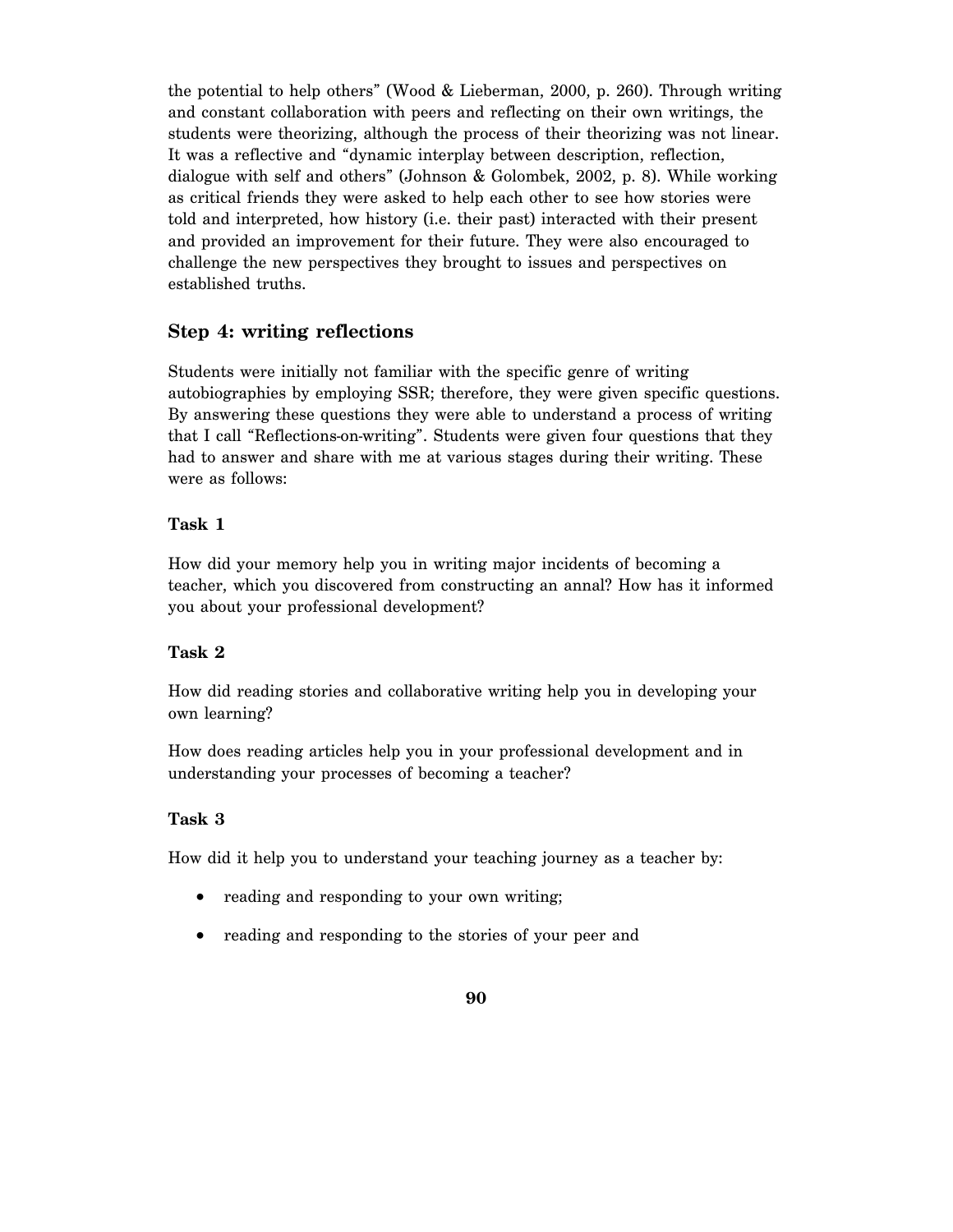the potential to help others" (Wood & Lieberman, 2000, p. 260). Through writing and constant collaboration with peers and reflecting on their own writings, the students were theorizing, although the process of their theorizing was not linear. It was a reflective and "dynamic interplay between description, reflection, dialogue with self and others" (Johnson & Golombek, 2002, p. 8). While working as critical friends they were asked to help each other to see how stories were told and interpreted, how history (i.e. their past) interacted with their present and provided an improvement for their future. They were also encouraged to challenge the new perspectives they brought to issues and perspectives on established truths.

## Step 4: writing reflections

Students were initially not familiar with the specific genre of writing autobiographies by employing SSR; therefore, they were given specific questions. By answering these questions they were able to understand a process of writing that I call "Reflections-on-writing". Students were given four questions that they had to answer and share with me at various stages during their writing. These were as follows:

### Task 1

How did your memory help you in writing major incidents of becoming a teacher, which you discovered from constructing an annal? How has it informed you about your professional development?

### Task 2

How did reading stories and collaborative writing help you in developing your own learning?

How does reading articles help you in your professional development and in understanding your processes of becoming a teacher?

### Task 3

How did it help you to understand your teaching journey as a teacher by:

- reading and responding to your own writing;
- reading and responding to the stories of your peer and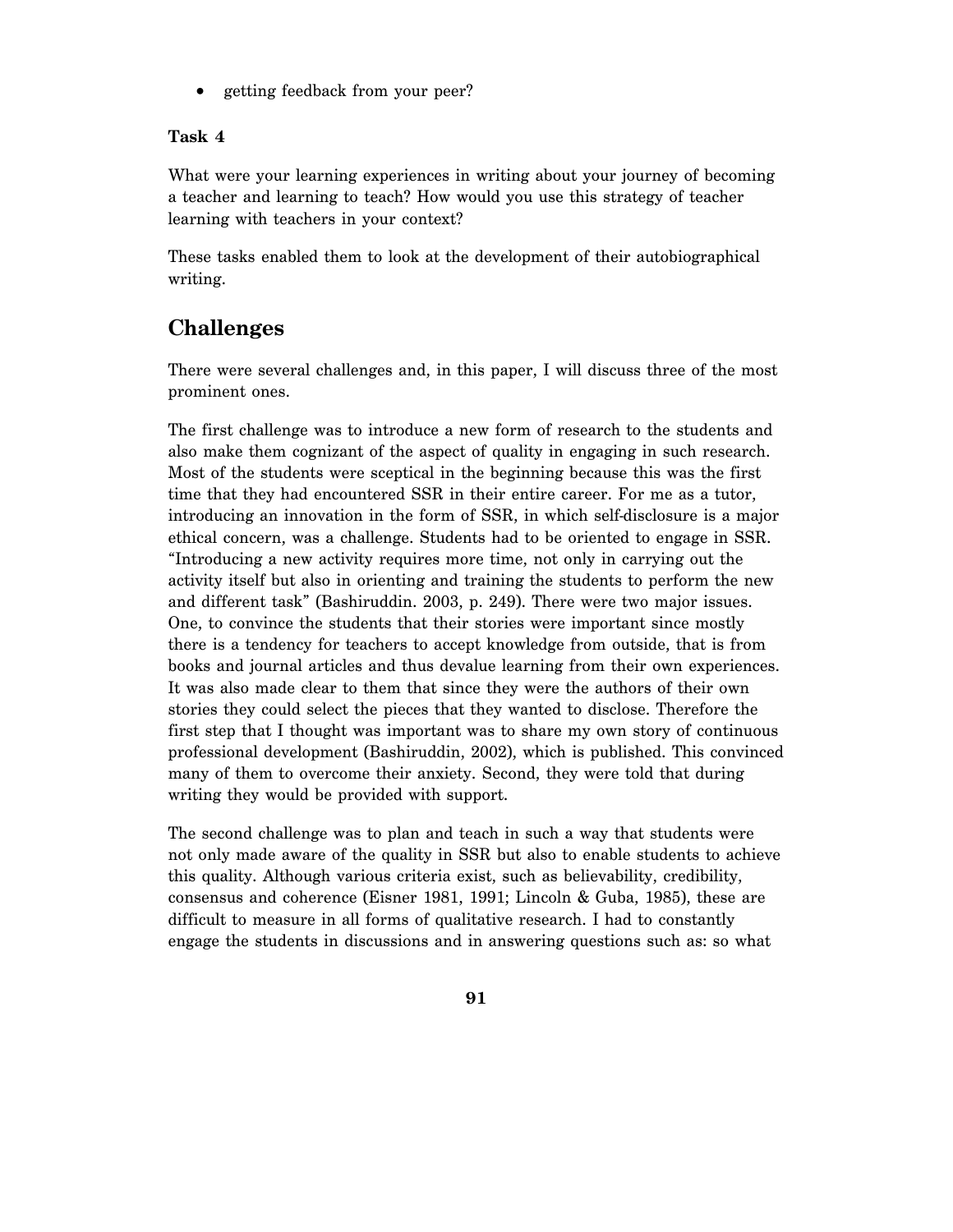- getting feedback from your peer?

**Task 4**

What were your learning experiences in writing about your journey of becoming a teacher and learning to teach? How would you use this strategy of teacher learning with teachers in your context?

These tasks enabled them to look at the development of their autobiographical writing.

## Challenges

There were several challenges and, in this paper, I will discuss three of the most prominent ones.

The first challenge was to introduce a new form of research to the students and also make them cognizant of the aspect of quality in engaging in such research. Most of the students were sceptical in the beginning because this was the first time that they had encountered SSR in their entire career. For me as a tutor, introducing an innovation in the form of SSR, in which self-disclosure is a major ethical concern, was a challenge. Students had to be oriented to engage in SSR. "Introducing a new activity requires more time, not only in carrying out the activity itself but also in orienting and training the students to perform the new and different task" (Bashiruddin. 2003, p. 249). There were two major issues. One, to convince the students that their stories were important since mostly there is a tendency for teachers to accept knowledge from outside, that is from books and journal articles and thus devalue learning from their own experiences. It was also made clear to them that since they were the authors of their own stories they could select the pieces that they wanted to disclose. Therefore the first step that I thought was important was to share my own story of continuous professional development (Bashiruddin, 2002), which is published. This convinced many of them to overcome their anxiety. Second, they were told that during writing they would be provided with support.

The second challenge was to plan and teach in such a way that students were not only made aware of the quality in SSR but also to enable students to achieve this quality. Although various criteria exist, such as believability, credibility, consensus and coherence (Eisner 1981, 1991; Lincoln & Guba, 1985), these are difficult to measure in all forms of qualitative research. I had to constantly engage the students in discussions and in answering questions such as: so what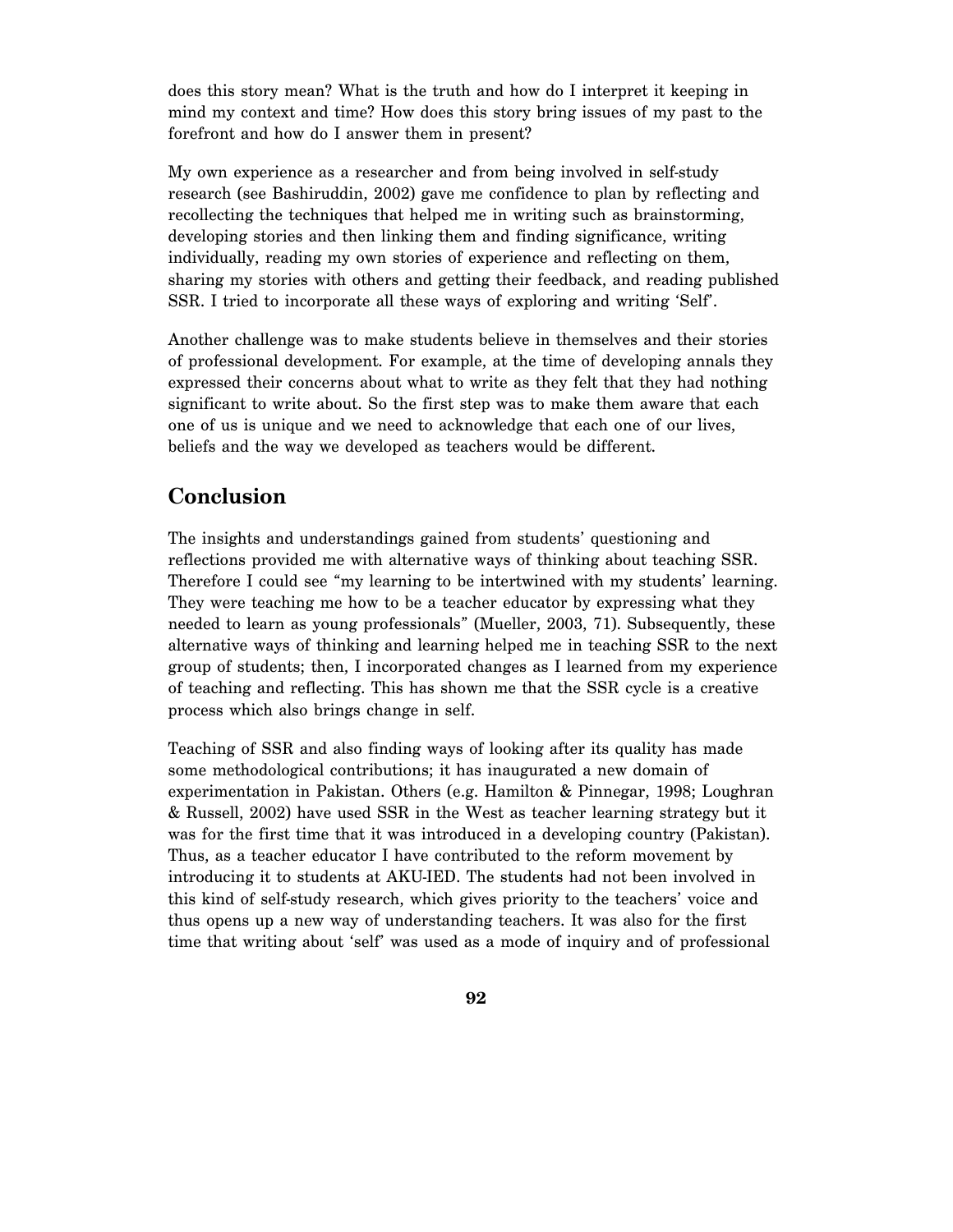does this story mean? What is the truth and how do I interpret it keeping in mind my context and time? How does this story bring issues of my past to the forefront and how do I answer them in present?

My own experience as a researcher and from being involved in self-study research (see Bashiruddin, 2002) gave me confidence to plan by reflecting and recollecting the techniques that helped me in writing such as brainstorming, developing stories and then linking them and finding significance, writing individually, reading my own stories of experience and reflecting on them, sharing my stories with others and getting their feedback, and reading published SSR. I tried to incorporate all these ways of exploring and writing 'Self'.

Another challenge was to make students believe in themselves and their stories of professional development. For example, at the time of developing annals they expressed their concerns about what to write as they felt that they had nothing significant to write about. So the first step was to make them aware that each one of us is unique and we need to acknowledge that each one of our lives, beliefs and the way we developed as teachers would be different.

## Conclusion

The insights and understandings gained from students' questioning and reflections provided me with alternative ways of thinking about teaching SSR. Therefore I could see "my learning to be intertwined with my students' learning. They were teaching me how to be a teacher educator by expressing what they needed to learn as young professionals" (Mueller, 2003, 71). Subsequently, these alternative ways of thinking and learning helped me in teaching SSR to the next group of students; then, I incorporated changes as I learned from my experience of teaching and reflecting. This has shown me that the SSR cycle is a creative process which also brings change in self.

Teaching of SSR and also finding ways of looking after its quality has made some methodological contributions; it has inaugurated a new domain of experimentation in Pakistan. Others (e.g. Hamilton & Pinnegar, 1998; Loughran & Russell, 2002) have used SSR in the West as teacher learning strategy but it was for the first time that it was introduced in a developing country (Pakistan). Thus, as a teacher educator I have contributed to the reform movement by introducing it to students at AKU-IED. The students had not been involved in this kind of self-study research, which gives priority to the teachers' voice and thus opens up a new way of understanding teachers. It was also for the first time that writing about 'self" was used as a mode of inquiry and of professional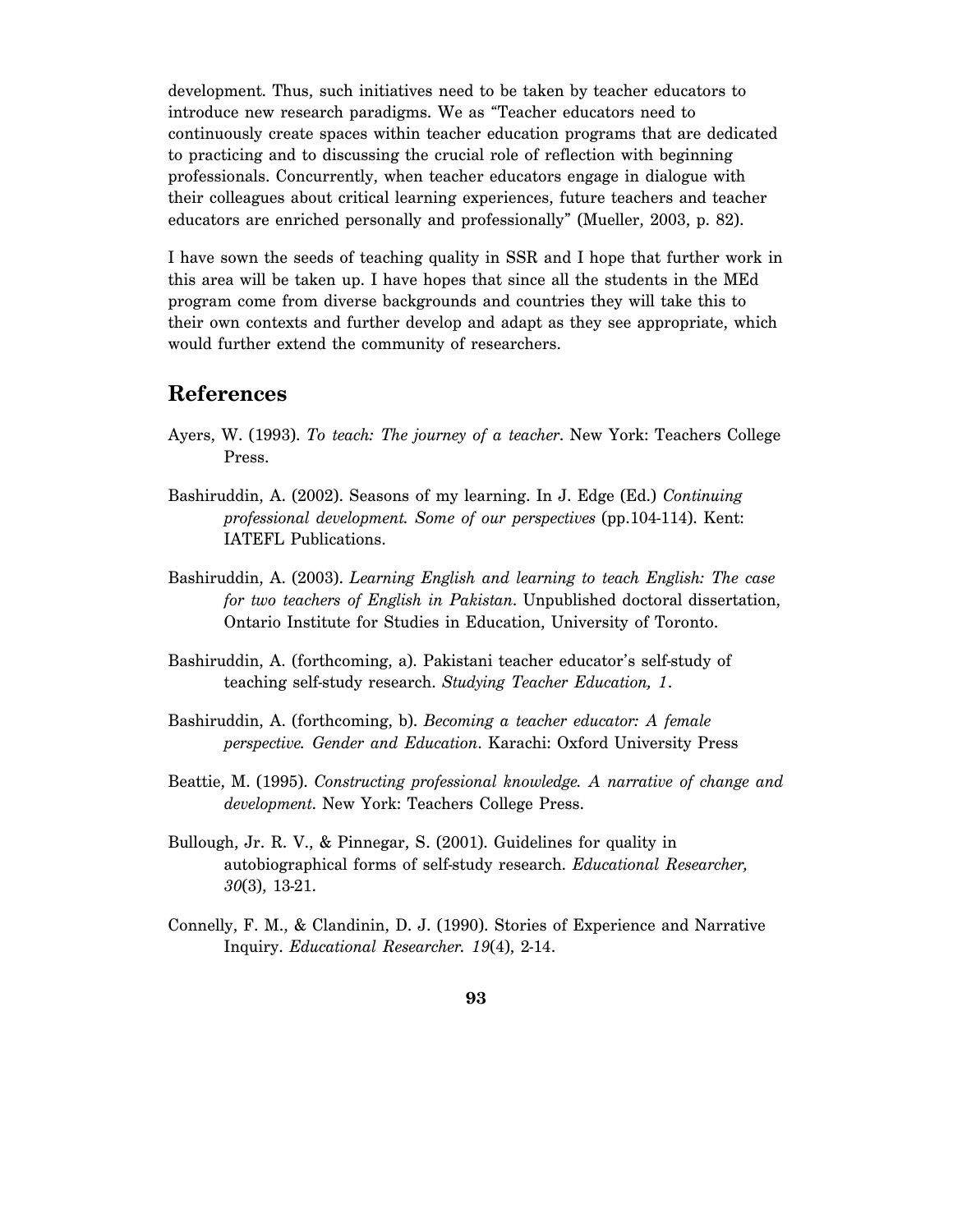development. Thus, such initiatives need to be taken by teacher educators to introduce new research paradigms. We as "Teacher educators need to continuously create spaces within teacher education programs that are dedicated to practicing and to discussing the crucial role of reflection with beginning professionals. Concurrently, when teacher educators engage in dialogue with their colleagues about critical learning experiences, future teachers and teacher educators are enriched personally and professionally" (Mueller, 2003, p. 82).

I have sown the seeds of teaching quality in SSR and I hope that further work in this area will be taken up. I have hopes that since all the students in the MEd program come from diverse backgrounds and countries they will take this to their own contexts and further develop and adapt as they see appropriate, which would further extend the community of researchers.

## References

Ayers, W. (1993). *To teach: The journey of a teacher*. New York: Teachers College Press.

Bashiruddin, A. (2002). Seasons of my learning. In J. Edge (Ed.) *Continuing professional development. Some of our perspectives* (pp.104-114). Kent: IATEFL Publications.

Bashiruddin, A. (2003). *Learning English and learning to teach English: The case for two teachers of English in Pakistan*. Unpublished doctoral dissertation, Ontario Institute for Studies in Education, University of Toronto.

Bashiruddin, A. (forthcoming, a). Pakistani teacher educator's self-study of teaching self-study research. *Studying Teacher Education, 1*.

Bashiruddin, A. (forthcoming, b). *Becoming a teacher educator: A female perspective. Gender and Education*. Karachi: Oxford University Press

Beattie, M. (1995). *Constructing professional knowledge. A narrative of change and development*. New York: Teachers College Press.

Bullough, Jr. R. V., & Pinnegar, S. (2001). Guidelines for quality in autobiographical forms of self-study research. *Educational Researcher, 30*(3), 13-21.

Connelly, F. M., & Clandinin, D. J. (1990). Stories of Experience and Narrative Inquiry. *Educational Researcher. 19*(4), 2-14.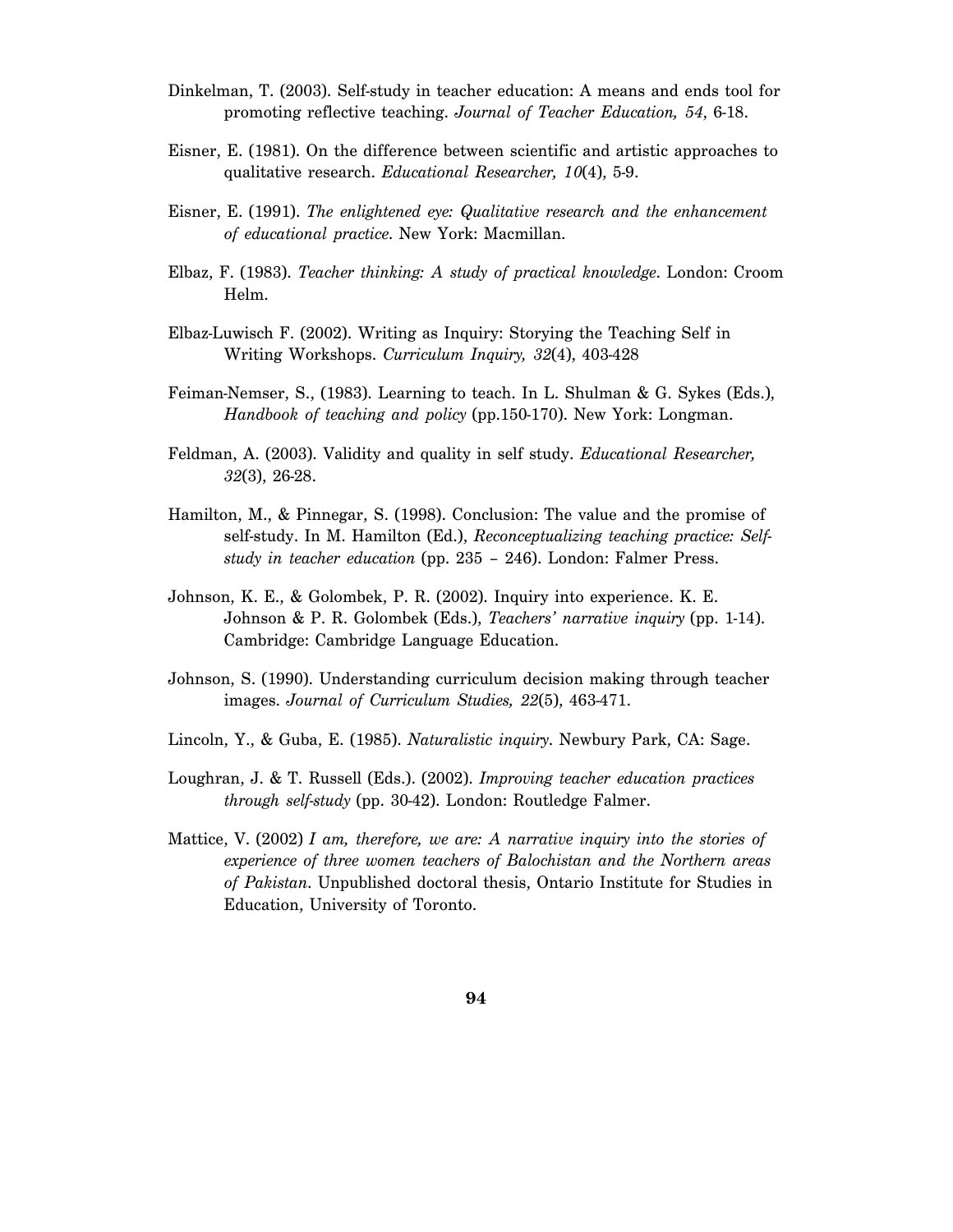Dinkelman, T. (2003). Self-study in teacher education: A means and ends tool for promoting reflective teaching. *Journal of Teacher Education, 54*, 6-18.

Eisner, E. (1981). On the difference between scientific and artistic approaches to qualitative research. *Educational Researcher, 10*(4), 5-9.

Eisner, E. (1991). *The enlightened eye: Qualitative research and the enhancement of educational practice*. New York: Macmillan.

Elbaz, F. (1983). *Teacher thinking: A study of practical knowledge*. London: Croom Helm.

Elbaz-Luwisch F. (2002). Writing as Inquiry: Storying the Teaching Self in Writing Workshops. *Curriculum Inquiry, 32*(4), 403-428

Feiman-Nemser, S., (1983). Learning to teach. In L. Shulman & G. Sykes (Eds.), *Handbook of teaching and policy* (pp.150-170). New York: Longman.

Feldman, A. (2003). Validity and quality in self study. *Educational Researcher, 32*(3), 26-28.

Hamilton, M., & Pinnegar, S. (1998). Conclusion: The value and the promise of self-study. In M. Hamilton (Ed.), *Reconceptualizing teaching practice: Self-study in teacher education* (pp. 235 – 246). London: Falmer Press.

Johnson, K. E., & Golombek, P. R. (2002). Inquiry into experience. K. E. Johnson & P. R. Golombek (Eds.), *Teachers' narrative inquiry* (pp. 1-14). Cambridge: Cambridge Language Education.

Johnson, S. (1990). Understanding curriculum decision making through teacher images. *Journal of Curriculum Studies, 22*(5), 463-471.

Lincoln, Y., & Guba, E. (1985). *Naturalistic inquiry*. Newbury Park, CA: Sage.

Loughran, J. & T. Russell (Eds.). (2002). *Improving teacher education practices through self-study* (pp. 30-42). London: Routledge Falmer.

Mattice, V. (2002) *I am, therefore, we are: A narrative inquiry into the stories of experience of three women teachers of Balochistan and the Northern areas of Pakistan*. Unpublished doctoral thesis, Ontario Institute for Studies in Education, University of Toronto.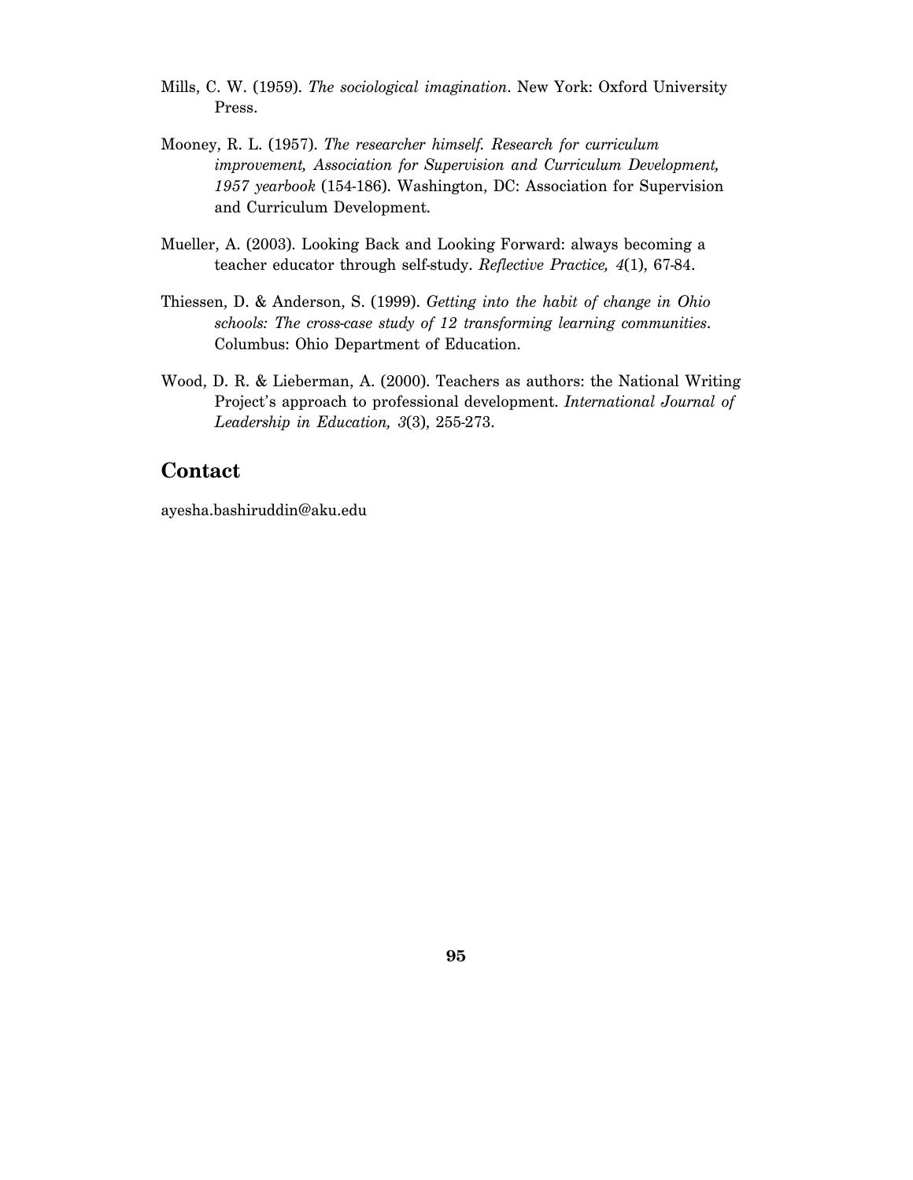Mills, C. W. (1959). *The sociological imagination*. New York: Oxford University Press.

Mooney, R. L. (1957). *The researcher himself. Research for curriculum improvement, Association for Supervision and Curriculum Development, 1957 yearbook* (154-186). Washington, DC: Association for Supervision and Curriculum Development.

Mueller, A. (2003). Looking Back and Looking Forward: always becoming a teacher educator through self-study. *Reflective Practice, 4*(1), 67-84.

Thiessen, D. & Anderson, S. (1999). *Getting into the habit of change in Ohio schools: The cross-case study of 12 transforming learning communities*. Columbus: Ohio Department of Education.

Wood, D. R. & Lieberman, A. (2000). Teachers as authors: the National Writing Project's approach to professional development. *International Journal of Leadership in Education, 3*(3), 255-273.

## Contact

ayesha.bashiruddin@aku.edu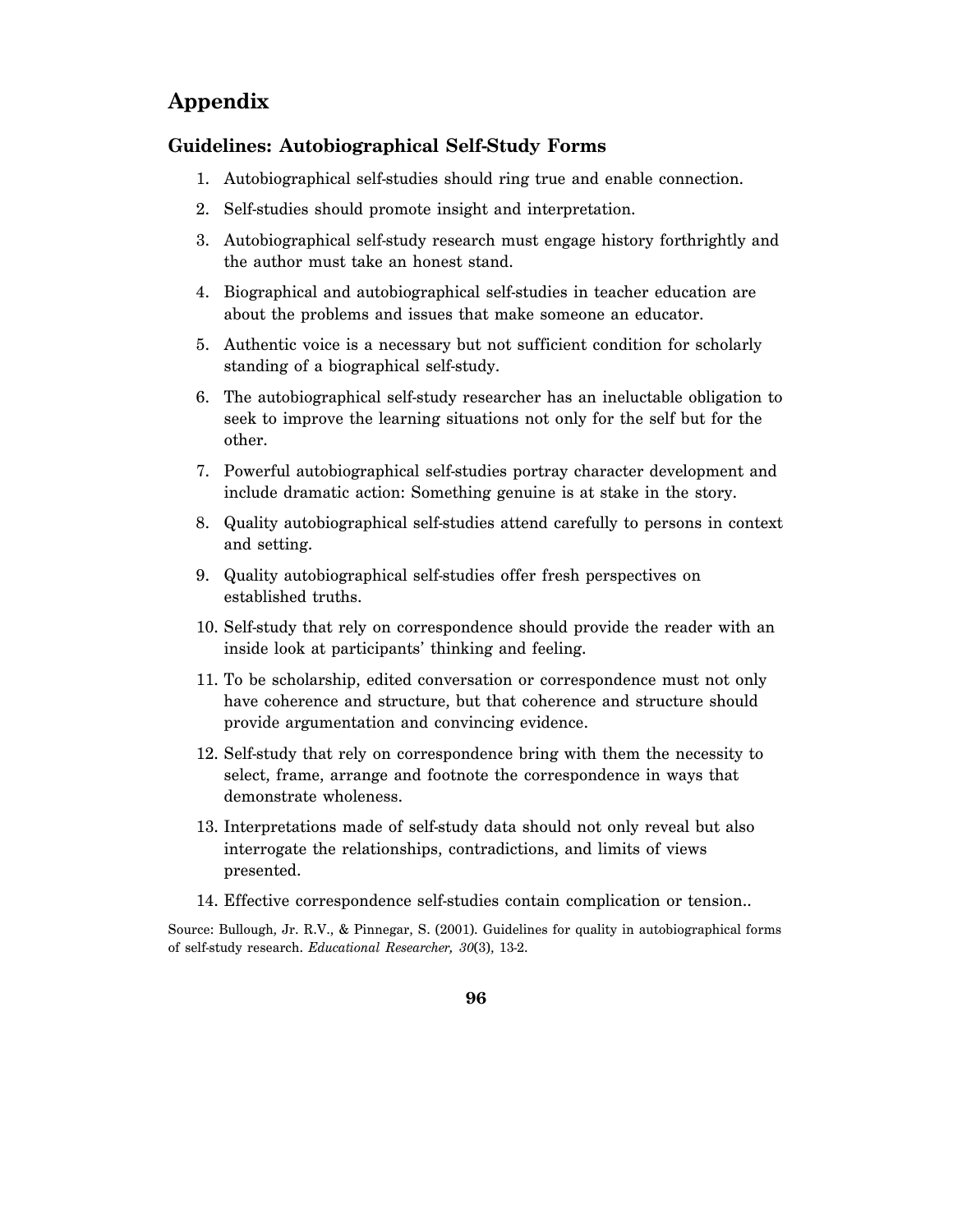# Appendix

## Guidelines: Autobiographical Self-Study Forms

1. Autobiographical self-studies should ring true and enable connection.
2. Self-studies should promote insight and interpretation.
3. Autobiographical self-study research must engage history forthrightly and the author must take an honest stand.
4. Biographical and autobiographical self-studies in teacher education are about the problems and issues that make someone an educator.
5. Authentic voice is a necessary but not sufficient condition for scholarly standing of a biographical self-study.
6. The autobiographical self-study researcher has an ineluctable obligation to seek to improve the learning situations not only for the self but for the other.
7. Powerful autobiographical self-studies portray character development and include dramatic action: Something genuine is at stake in the story.
8. Quality autobiographical self-studies attend carefully to persons in context and setting.
9. Quality autobiographical self-studies offer fresh perspectives on established truths.
10. Self-study that rely on correspondence should provide the reader with an inside look at participants' thinking and feeling.
11. To be scholarship, edited conversation or correspondence must not only have coherence and structure, but that coherence and structure should provide argumentation and convincing evidence.
12. Self-study that rely on correspondence bring with them the necessity to select, frame, arrange and footnote the correspondence in ways that demonstrate wholeness.
13. Interpretations made of self-study data should not only reveal but also interrogate the relationships, contradictions, and limits of views presented.
14. Effective correspondence self-studies contain complication or tension..

Source: Bullough, Jr. R.V., & Pinnegar, S. (2001). Guidelines for quality in autobiographical forms of self-study research. *Educational Researcher, 30*(3), 13-2.